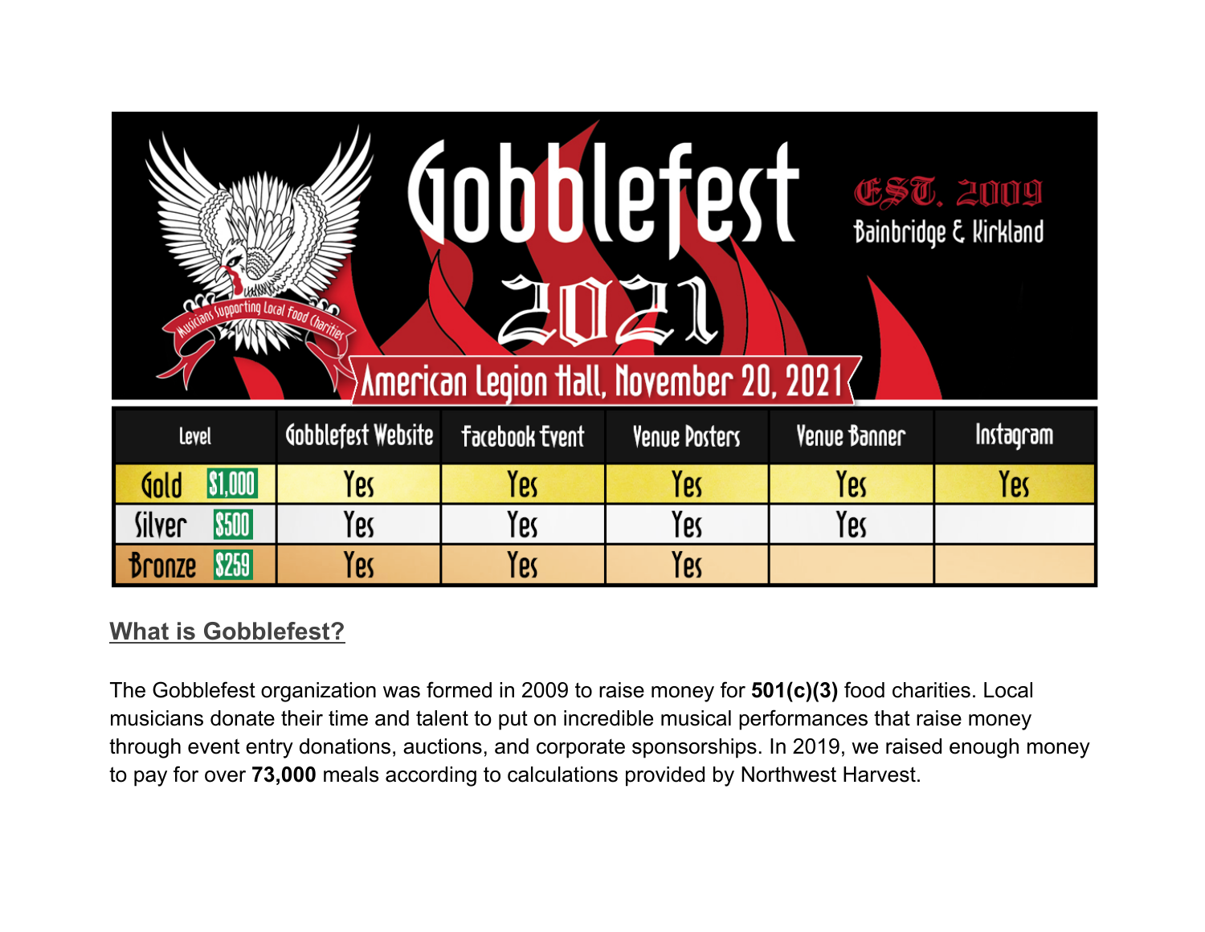# Gobblefest 2021

Musicians Supporting Local Food Charities

EST. 2009

Bainbridge & Kirkland

American Legion Hall, November 20, 2021

| Level | Gobblefest Website | Facebook Event | Venue Posters | Venue Banner | Instagram |
|---|---|---|---|---|---|
| Gold $1,000 | Yes | Yes | Yes | Yes | Yes |
| Silver $500 | Yes | Yes | Yes | Yes | |
| Bronze $250 | Yes | Yes | Yes | | |

## What is Gobblefest?

The Gobblefest organization was formed in 2009 to raise money for **501(c)(3)** food charities. Local musicians donate their time and talent to put on incredible musical performances that raise money through event entry donations, auctions, and corporate sponsorships. In 2019, we raised enough money to pay for over **73,000** meals according to calculations provided by Northwest Harvest.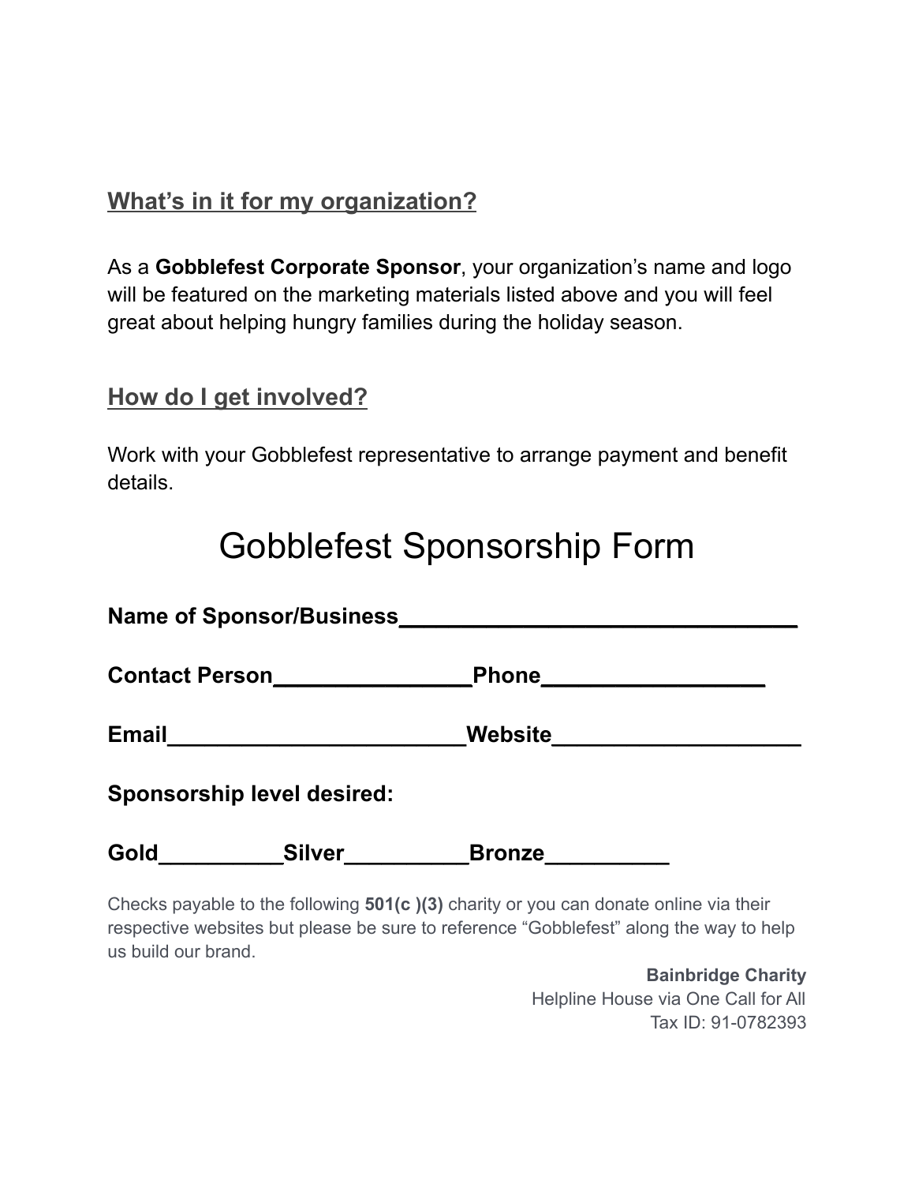## What's in it for my organization?

As a **Gobblefest Corporate Sponsor**, your organization's name and logo will be featured on the marketing materials listed above and you will feel great about helping hungry families during the holiday season.

## How do I get involved?

Work with your Gobblefest representative to arrange payment and benefit details.

# Gobblefest Sponsorship Form

**Name of Sponsor/Business_______________________________**

**Contact Person_______________Phone_________________**

**Email_______________________Website___________________**

**Sponsorship level desired:**

**Gold__________Silver__________Bronze__________**

Checks payable to the following **501(c )(3)** charity or you can donate online via their respective websites but please be sure to reference "Gobblefest" along the way to help us build our brand.

**Bainbridge Charity**
Helpline House via One Call for All
Tax ID: 91-0782393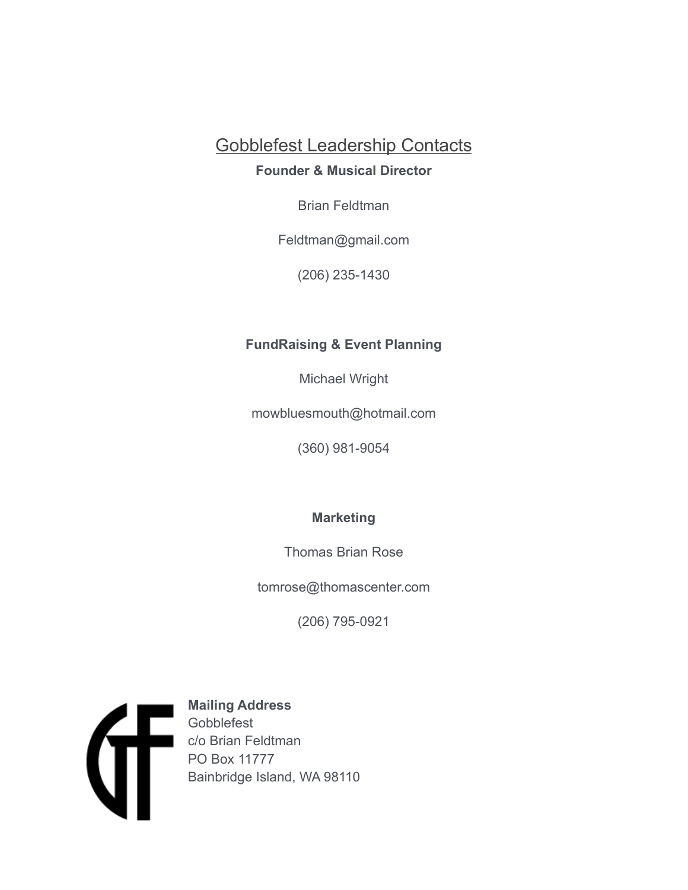# Gobblefest Leadership Contacts

**Founder & Musical Director**

Brian Feldtman

Feldtman@gmail.com

(206) 235-1430

**FundRaising & Event Planning**

Michael Wright

mowbluesmouth@hotmail.com

(360) 981-9054

**Marketing**

Thomas Brian Rose

tomrose@thomascenter.com

(206) 795-0921

**Mailing Address**
Gobblefest
c/o Brian Feldtman
PO Box 11777
Bainbridge Island, WA 98110